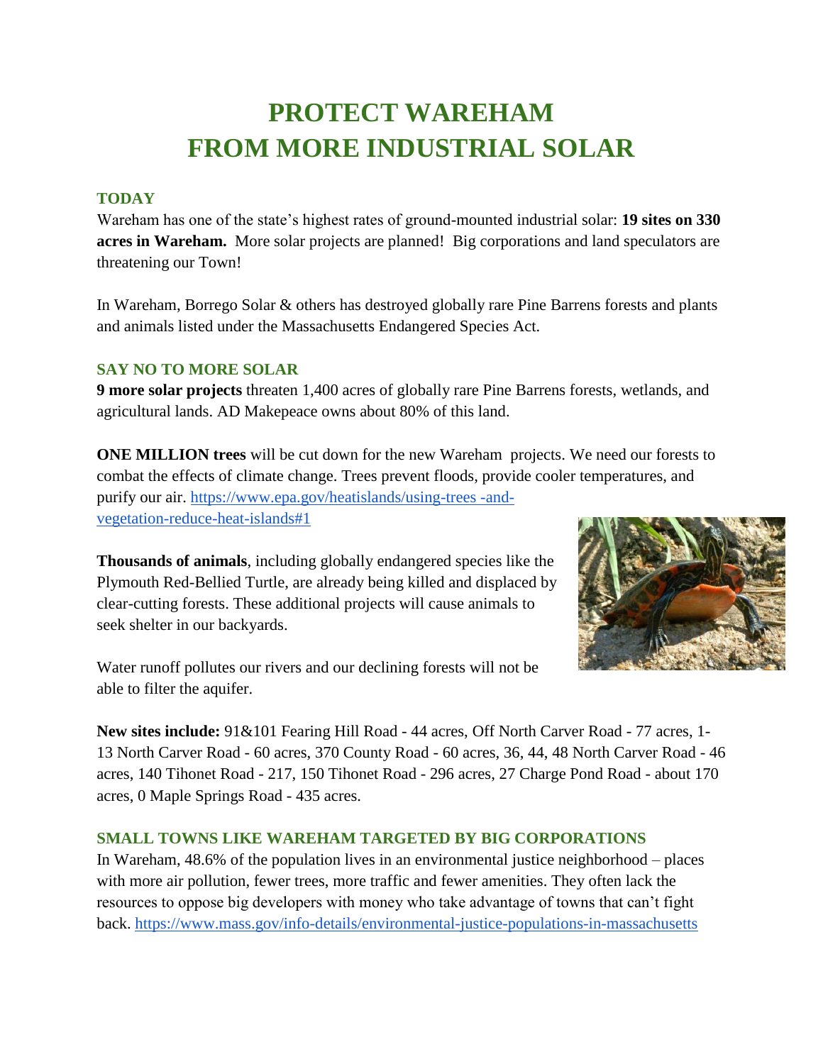# PROTECT WAREHAM FROM MORE INDUSTRIAL SOLAR

## TODAY

Wareham has one of the state's highest rates of ground-mounted industrial solar: **19 sites on 330 acres in Wareham.** More solar projects are planned! Big corporations and land speculators are threatening our Town!

In Wareham, Borrego Solar & others has destroyed globally rare Pine Barrens forests and plants and animals listed under the Massachusetts Endangered Species Act.

## SAY NO TO MORE SOLAR

**9 more solar projects** threaten 1,400 acres of globally rare Pine Barrens forests, wetlands, and agricultural lands. AD Makepeace owns about 80% of this land.

**ONE MILLION trees** will be cut down for the new Wareham projects. We need our forests to combat the effects of climate change. Trees prevent floods, provide cooler temperatures, and purify our air. https://www.epa.gov/heatislands/using-trees -and-vegetation-reduce-heat-islands#1

**Thousands of animals**, including globally endangered species like the Plymouth Red-Bellied Turtle, are already being killed and displaced by clear-cutting forests. These additional projects will cause animals to seek shelter in our backyards.

Water runoff pollutes our rivers and our declining forests will not be able to filter the aquifer.

**New sites include:** 91&101 Fearing Hill Road - 44 acres, Off North Carver Road - 77 acres, 1-13 North Carver Road - 60 acres, 370 County Road - 60 acres, 36, 44, 48 North Carver Road - 46 acres, 140 Tihonet Road - 217, 150 Tihonet Road - 296 acres, 27 Charge Pond Road - about 170 acres, 0 Maple Springs Road - 435 acres.

## SMALL TOWNS LIKE WAREHAM TARGETED BY BIG CORPORATIONS

In Wareham, 48.6% of the population lives in an environmental justice neighborhood – places with more air pollution, fewer trees, more traffic and fewer amenities. They often lack the resources to oppose big developers with money who take advantage of towns that can't fight back. https://www.mass.gov/info-details/environmental-justice-populations-in-massachusetts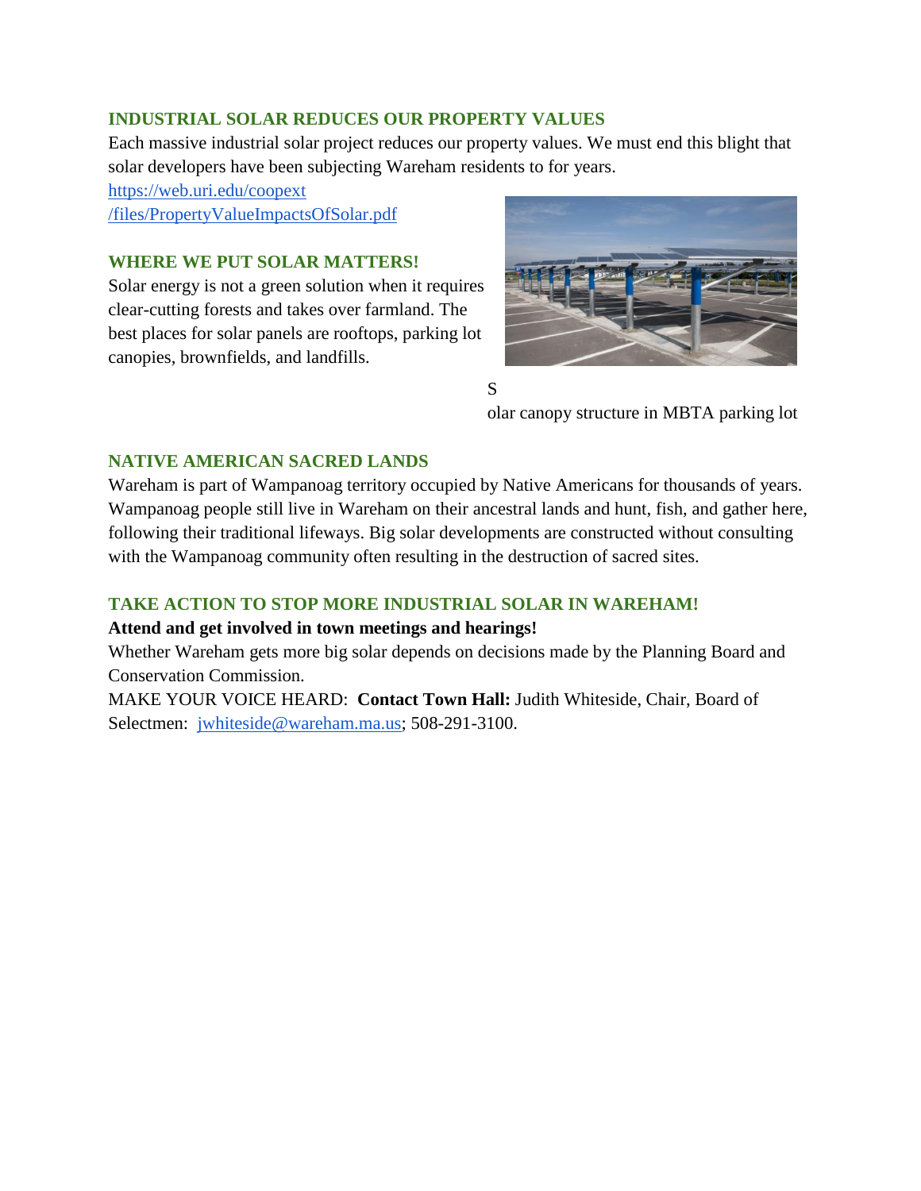## INDUSTRIAL SOLAR REDUCES OUR PROPERTY VALUES

Each massive industrial solar project reduces our property values. We must end this blight that solar developers have been subjecting Wareham residents to for years.

https://web.uri.edu/coopext/files/PropertyValueImpactsOfSolar.pdf

## WHERE WE PUT SOLAR MATTERS!

Solar energy is not a green solution when it requires clear-cutting forests and takes over farmland. The best places for solar panels are rooftops, parking lot canopies, brownfields, and landfills.

Solar canopy structure in MBTA parking lot

## NATIVE AMERICAN SACRED LANDS

Wareham is part of Wampanoag territory occupied by Native Americans for thousands of years. Wampanoag people still live in Wareham on their ancestral lands and hunt, fish, and gather here, following their traditional lifeways. Big solar developments are constructed without consulting with the Wampanoag community often resulting in the destruction of sacred sites.

## TAKE ACTION TO STOP MORE INDUSTRIAL SOLAR IN WAREHAM!

**Attend and get involved in town meetings and hearings!**

Whether Wareham gets more big solar depends on decisions made by the Planning Board and Conservation Commission.

MAKE YOUR VOICE HEARD: **Contact Town Hall:** Judith Whiteside, Chair, Board of Selectmen: jwhiteside@wareham.ma.us; 508-291-3100.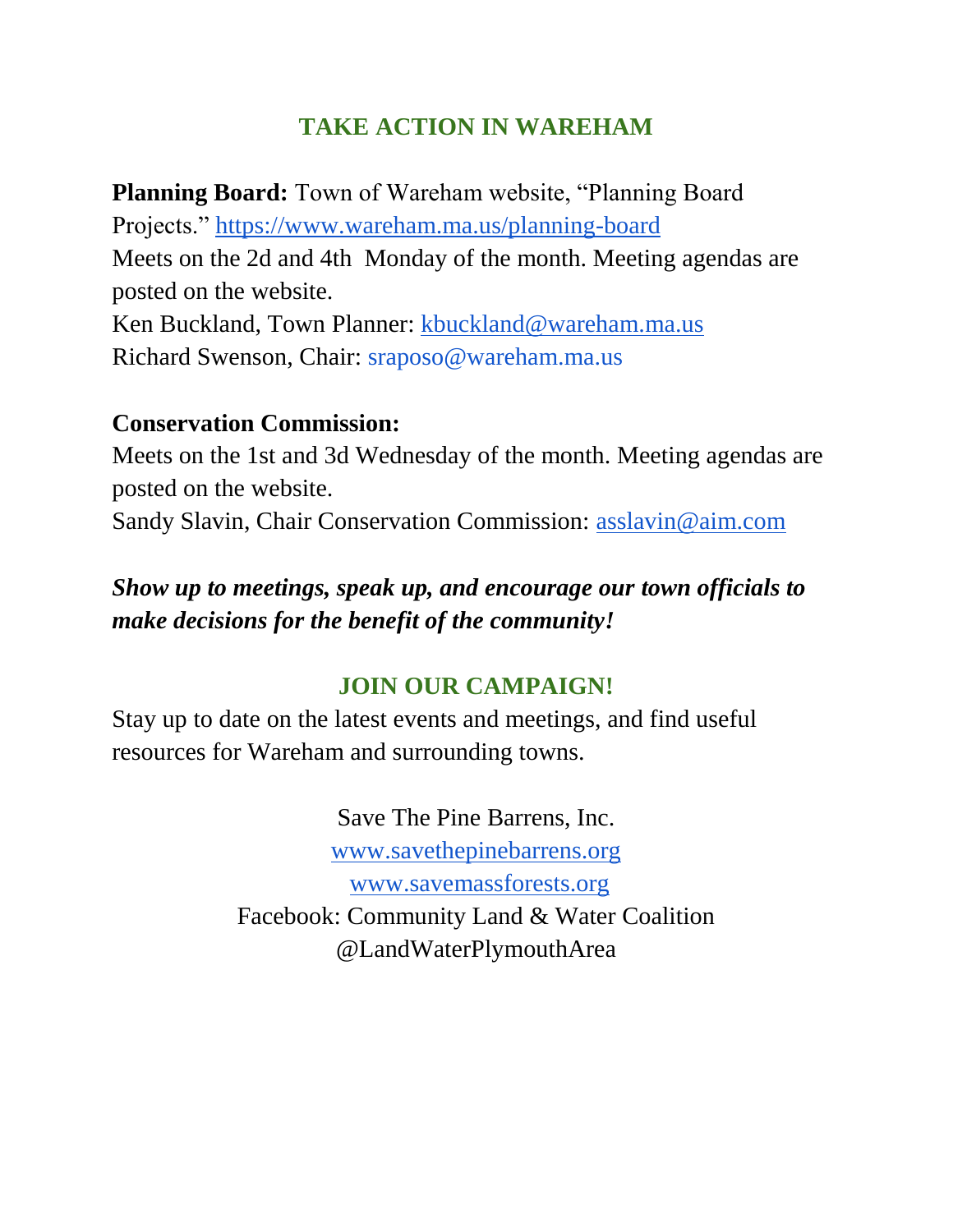## TAKE ACTION IN WAREHAM

**Planning Board:** Town of Wareham website, "Planning Board Projects." https://www.wareham.ma.us/planning-board
Meets on the 2d and 4th Monday of the month. Meeting agendas are posted on the website.
Ken Buckland, Town Planner: kbuckland@wareham.ma.us
Richard Swenson, Chair: sraposo@wareham.ma.us

**Conservation Commission:**
Meets on the 1st and 3d Wednesday of the month. Meeting agendas are posted on the website.
Sandy Slavin, Chair Conservation Commission: asslavin@aim.com

***Show up to meetings, speak up, and encourage our town officials to make decisions for the benefit of the community!***

## JOIN OUR CAMPAIGN!

Stay up to date on the latest events and meetings, and find useful resources for Wareham and surrounding towns.

Save The Pine Barrens, Inc.
www.savethepinebarrens.org
www.savemassforests.org
Facebook: Community Land & Water Coalition
@LandWaterPlymouthArea